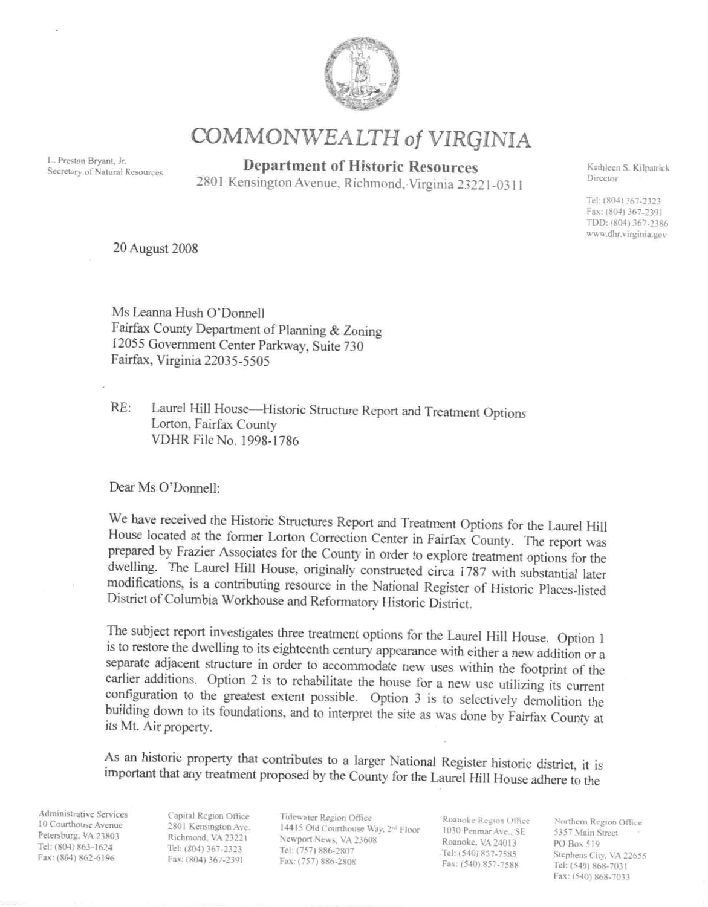# COMMONWEALTH of VIRGINIA

L. Preston Bryant, Jr.
Secretary of Natural Resources

**Department of Historic Resources**
2801 Kensington Avenue, Richmond, Virginia 23221-0311

Kathleen S. Kilpatrick
Director

Tel: (804) 367-2323
Fax: (804) 367-2391
TDD: (804) 367-2386
www.dhr.virginia.gov

20 August 2008

Ms Leanna Hush O'Donnell
Fairfax County Department of Planning & Zoning
12055 Government Center Parkway, Suite 730
Fairfax, Virginia 22035-5505

RE: Laurel Hill House—Historic Structure Report and Treatment Options
Lorton, Fairfax County
VDHR File No. 1998-1786

Dear Ms O'Donnell:

We have received the Historic Structures Report and Treatment Options for the Laurel Hill House located at the former Lorton Correction Center in Fairfax County. The report was prepared by Frazier Associates for the County in order to explore treatment options for the dwelling. The Laurel Hill House, originally constructed circa 1787 with substantial later modifications, is a contributing resource in the National Register of Historic Places-listed District of Columbia Workhouse and Reformatory Historic District.

The subject report investigates three treatment options for the Laurel Hill House. Option 1 is to restore the dwelling to its eighteenth century appearance with either a new addition or a separate adjacent structure in order to accommodate new uses within the footprint of the earlier additions. Option 2 is to rehabilitate the house for a new use utilizing its current configuration to the greatest extent possible. Option 3 is to selectively demolition the building down to its foundations, and to interpret the site as was done by Fairfax County at its Mt. Air property.

As an historic property that contributes to a larger National Register historic district, it is important that any treatment proposed by the County for the Laurel Hill House adhere to the

Administrative Services
10 Courthouse Avenue
Petersburg, VA 23803
Tel: (804) 863-1624
Fax: (804) 862-6196

Capital Region Office
2801 Kensington Ave.
Richmond, VA 23221
Tel: (804) 367-2323
Fax: (804) 367-2391

Tidewater Region Office
14415 Old Courthouse Way, 2nd Floor
Newport News, VA 23608
Tel: (757) 886-2807
Fax: (757) 886-2808

Roanoke Region Office
1030 Penmar Ave., SE
Roanoke, VA 24013
Tel: (540) 857-7585
Fax: (540) 857-7588

Northern Region Office
5357 Main Street
PO Box 519
Stephens City, VA 22655
Tel: (540) 868-7031
Fax: (540) 868-7033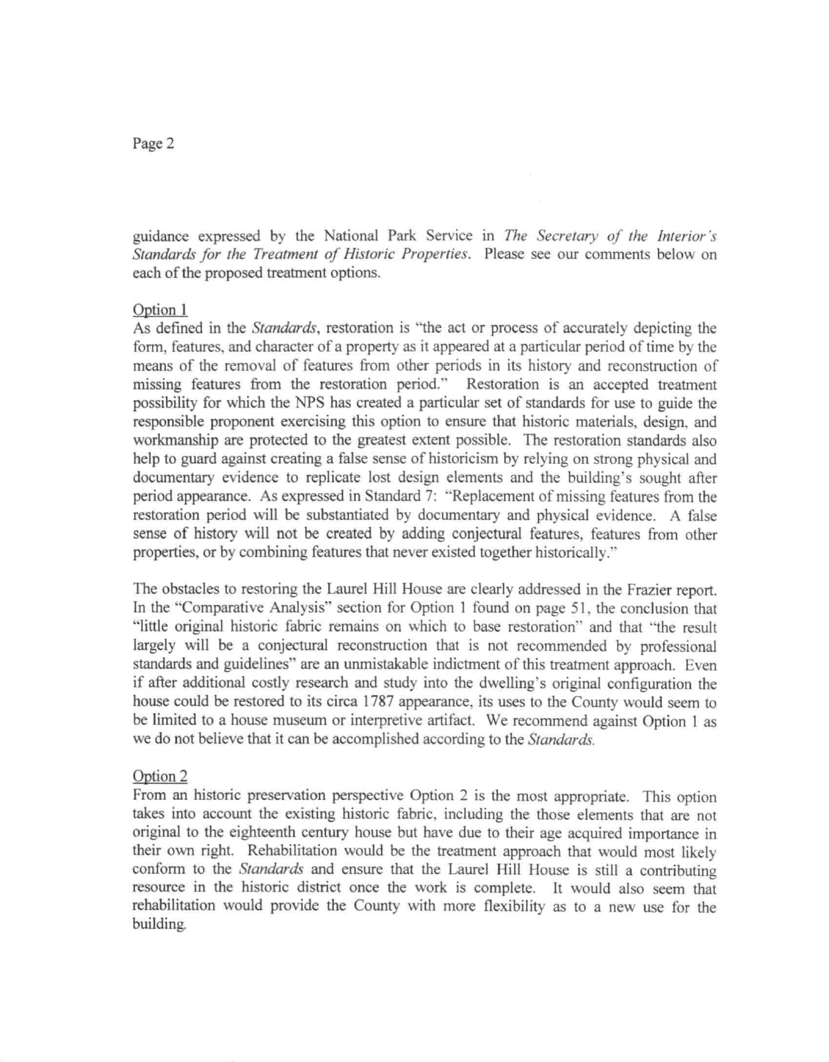guidance expressed by the National Park Service in *The Secretary of the Interior's Standards for the Treatment of Historic Properties*. Please see our comments below on each of the proposed treatment options.

Option 1

As defined in the *Standards*, restoration is "the act or process of accurately depicting the form, features, and character of a property as it appeared at a particular period of time by the means of the removal of features from other periods in its history and reconstruction of missing features from the restoration period." Restoration is an accepted treatment possibility for which the NPS has created a particular set of standards for use to guide the responsible proponent exercising this option to ensure that historic materials, design, and workmanship are protected to the greatest extent possible. The restoration standards also help to guard against creating a false sense of historicism by relying on strong physical and documentary evidence to replicate lost design elements and the building's sought after period appearance. As expressed in Standard 7: "Replacement of missing features from the restoration period will be substantiated by documentary and physical evidence. A false sense of history will not be created by adding conjectural features, features from other properties, or by combining features that never existed together historically."

The obstacles to restoring the Laurel Hill House are clearly addressed in the Frazier report. In the "Comparative Analysis" section for Option 1 found on page 51, the conclusion that "little original historic fabric remains on which to base restoration" and that "the result largely will be a conjectural reconstruction that is not recommended by professional standards and guidelines" are an unmistakable indictment of this treatment approach. Even if after additional costly research and study into the dwelling's original configuration the house could be restored to its circa 1787 appearance, its uses to the County would seem to be limited to a house museum or interpretive artifact. We recommend against Option 1 as we do not believe that it can be accomplished according to the *Standards*.

Option 2

From an historic preservation perspective Option 2 is the most appropriate. This option takes into account the existing historic fabric, including the those elements that are not original to the eighteenth century house but have due to their age acquired importance in their own right. Rehabilitation would be the treatment approach that would most likely conform to the *Standards* and ensure that the Laurel Hill House is still a contributing resource in the historic district once the work is complete. It would also seem that rehabilitation would provide the County with more flexibility as to a new use for the building.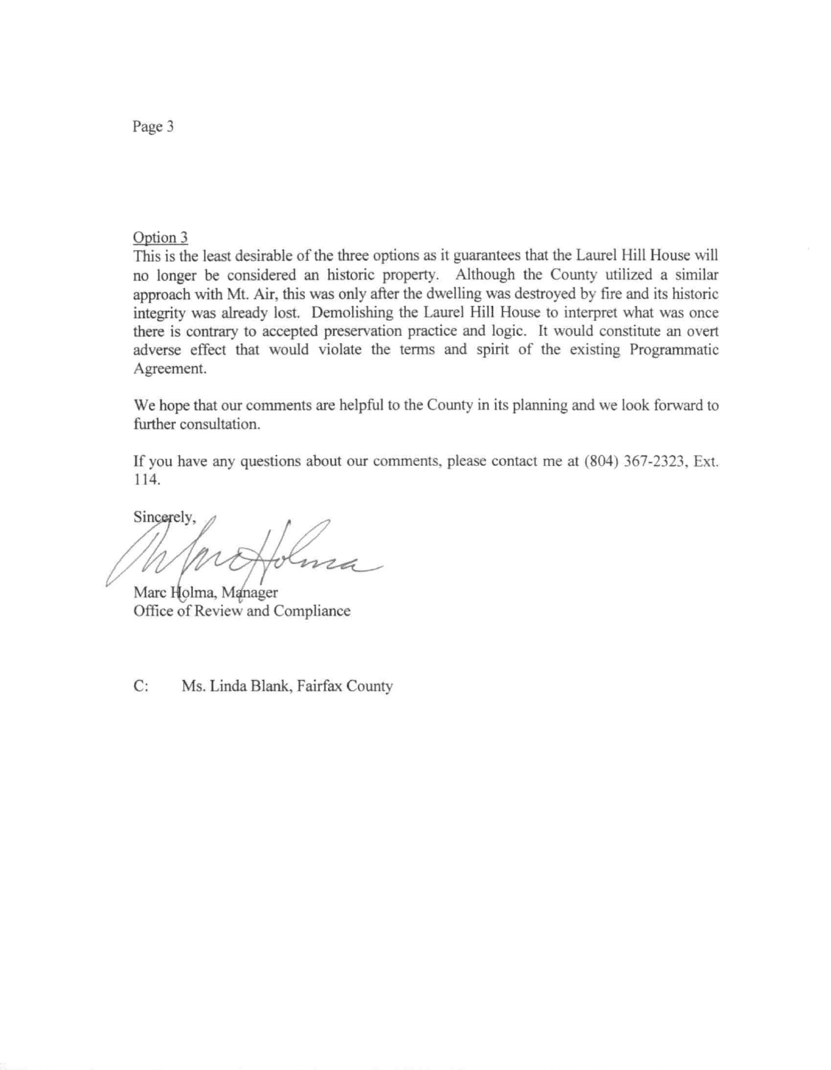Option 3

This is the least desirable of the three options as it guarantees that the Laurel Hill House will no longer be considered an historic property. Although the County utilized a similar approach with Mt. Air, this was only after the dwelling was destroyed by fire and its historic integrity was already lost. Demolishing the Laurel Hill House to interpret what was once there is contrary to accepted preservation practice and logic. It would constitute an overt adverse effect that would violate the terms and spirit of the existing Programmatic Agreement.

We hope that our comments are helpful to the County in its planning and we look forward to further consultation.

If you have any questions about our comments, please contact me at (804) 367-2323, Ext. 114.

Sincerely,

Marc Holma, Manager
Office of Review and Compliance

C: Ms. Linda Blank, Fairfax County